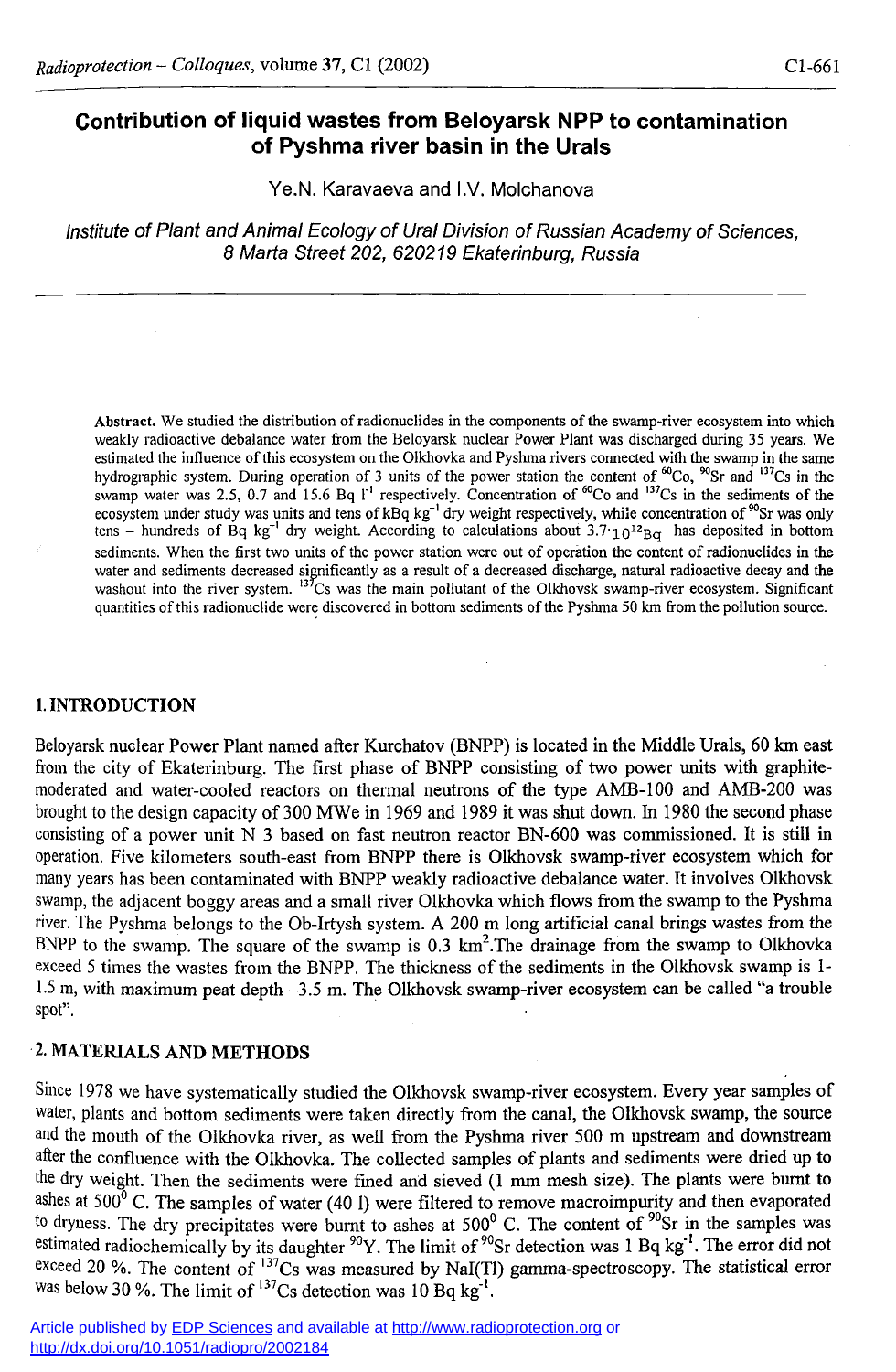# Contribution of liquid wastes from Beloyarsk NPP to contamination of Pyshma river basin in the Urals

Ye.N. Karavaeva and I.V. Molchanova

*Institute of Plant and Animal Ecology of Ural Division of Russian Academy of Sciences, 8 Marta Street 202, 620219 Ekaterinburg, Russia*

**Abstract.** We studied the distribution of radionuclides in the components of the swamp-river ecosystem into which weakly radioactive debalance water from the Beloyarsk nuclear Power Plant was discharged during 35 years. We estimated the influence of this ecosystem on the Olkhovka and Pyshma rivers connected with the swamp in the same hydrographic system. During operation of 3 units of the power station the content of $^{60}Co$, $^{90}Sr$ and $^{137}Cs$ in the swamp water was 2.5, 0.7 and 15.6 Bq $l^{-1}$ respectively. Concentration of $^{60}Co$ and $^{137}Cs$ in the sediments of the ecosystem under study was units and tens of kBq $kg^{-1}$ dry weight respectively, while concentration of $^{90}Sr$ was only tens – hundreds of Bq $kg^{-1}$ dry weight. According to calculations about $3.7 \cdot 10^{12}$ Bq has deposited in bottom sediments. When the first two units of the power station were out of operation the content of radionuclides in the water and sediments decreased significantly as a result of a decreased discharge, natural radioactive decay and the washout into the river system. $^{137}Cs$ was the main pollutant of the Olkhovsk swamp-river ecosystem. Significant quantities of this radionuclide were discovered in bottom sediments of the Pyshma 50 km from the pollution source.

## 1. INTRODUCTION

Beloyarsk nuclear Power Plant named after Kurchatov (BNPP) is located in the Middle Urals, 60 km east from the city of Ekaterinburg. The first phase of BNPP consisting of two power units with graphite-moderated and water-cooled reactors on thermal neutrons of the type AMB-100 and AMB-200 was brought to the design capacity of 300 MWe in 1969 and 1989 it was shut down. In 1980 the second phase consisting of a power unit N 3 based on fast neutron reactor BN-600 was commissioned. It is still in operation. Five kilometers south-east from BNPP there is Olkhovsk swamp-river ecosystem which for many years has been contaminated with BNPP weakly radioactive debalance water. It involves Olkhovsk swamp, the adjacent boggy areas and a small river Olkhovka which flows from the swamp to the Pyshma river. The Pyshma belongs to the Ob-Irtysh system. A 200 m long artificial canal brings wastes from the BNPP to the swamp. The square of the swamp is 0.3 $km^2$.The drainage from the swamp to Olkhovka exceed 5 times the wastes from the BNPP. The thickness of the sediments in the Olkhovsk swamp is 1-1.5 m, with maximum peat depth –3.5 m. The Olkhovsk swamp-river ecosystem can be called "a trouble spot".

## 2. MATERIALS AND METHODS

Since 1978 we have systematically studied the Olkhovsk swamp-river ecosystem. Every year samples of water, plants and bottom sediments were taken directly from the canal, the Olkhovsk swamp, the source and the mouth of the Olkhovka river, as well from the Pyshma river 500 m upstream and downstream after the confluence with the Olkhovka. The collected samples of plants and sediments were dried up to the dry weight. Then the sediments were fined and sieved (1 mm mesh size). The plants were burnt to ashes at $500^0$ C. The samples of water (40 l) were filtered to remove macroimpurity and then evaporated to dryness. The dry precipitates were burnt to ashes at $500^0$ C. The content of $^{90}Sr$ in the samples was estimated radiochemically by its daughter $^{90}Y$. The limit of $^{90}Sr$ detection was 1 Bq $kg^{-1}$. The error did not exceed 20 %. The content of $^{137}Cs$ was measured by NaI(Tl) gamma-spectroscopy. The statistical error was below 30 %. The limit of $^{137}Cs$ detection was 10 Bq $kg^{-1}$.

Article published by EDP Sciences and available at http://www.radioprotection.org or http://dx.doi.org/10.1051/radiopro/2002184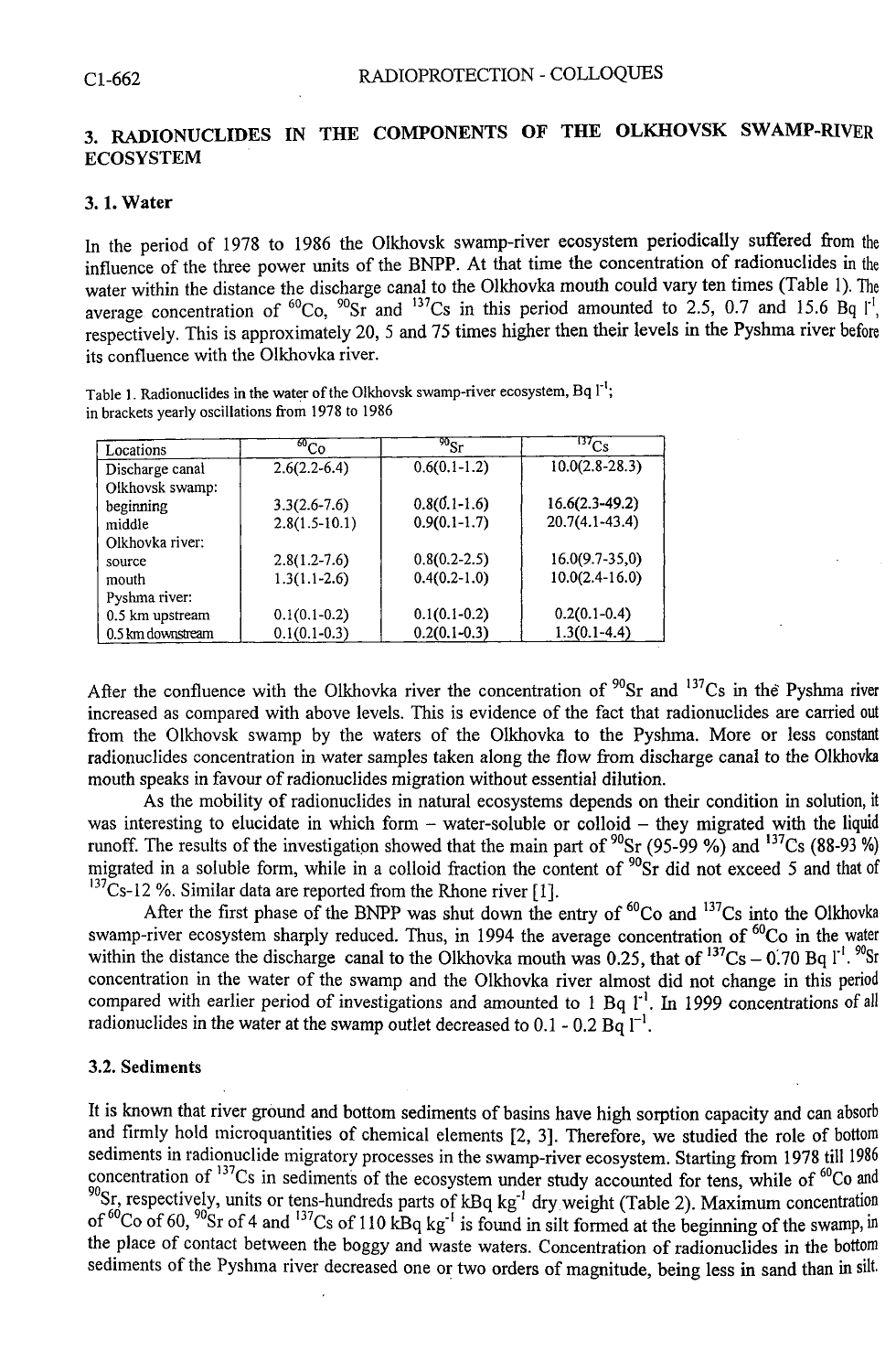## 3. RADIONUCLIDES IN THE COMPONENTS OF THE OLKHOVSK SWAMP-RIVER ECOSYSTEM

### 3. 1. Water

In the period of 1978 to 1986 the Olkhovsk swamp-river ecosystem periodically suffered from the influence of the three power units of the BNPP. At that time the concentration of radionuclides in the water within the distance the discharge canal to the Olkhovka mouth could vary ten times (Table 1). The average concentration of $^{60}$Co, $^{90}$Sr and $^{137}$Cs in this period amounted to 2.5, 0.7 and 15.6 Bq $l^{-1}$, respectively. This is approximately 20, 5 and 75 times higher then their levels in the Pyshma river before its confluence with the Olkhovka river.

Table 1. Radionuclides in the water of the Olkhovsk swamp-river ecosystem, Bq $l^{-1}$; in brackets yearly oscillations from 1978 to 1986

| Locations | $^{60}$Co | $^{90}$Sr | $^{137}$Cs |
|---|---|---|---|
| Discharge canal | 2.6(2.2-6.4) | 0.6(0.1-1.2) | 10.0(2.8-28.3) |
| Olkhovsk swamp: | | | |
| beginning | 3.3(2.6-7.6) | 0.8(0.1-1.6) | 16.6(2.3-49.2) |
| middle | 2.8(1.5-10.1) | 0.9(0.1-1.7) | 20.7(4.1-43.4) |
| Olkhovka river: | | | |
| source | 2.8(1.2-7.6) | 0.8(0.2-2.5) | 16.0(9.7-35,0) |
| mouth | 1.3(1.1-2.6) | 0.4(0.2-1.0) | 10.0(2.4-16.0) |
| Pyshma river: | | | |
| 0.5 km upstream | 0.1(0.1-0.2) | 0.1(0.1-0.2) | 0.2(0.1-0.4) |
| 0.5 km downstream | 0.1(0.1-0.3) | 0.2(0.1-0.3) | 1.3(0.1-4.4) |

After the confluence with the Olkhovka river the concentration of $^{90}$Sr and $^{137}$Cs in the Pyshma river increased as compared with above levels. This is evidence of the fact that radionuclides are carried out from the Olkhovsk swamp by the waters of the Olkhovka to the Pyshma. More or less constant radionuclides concentration in water samples taken along the flow from discharge canal to the Olkhovka mouth speaks in favour of radionuclides migration without essential dilution.

As the mobility of radionuclides in natural ecosystems depends on their condition in solution, it was interesting to elucidate in which form – water-soluble or colloid – they migrated with the liquid runoff. The results of the investigation showed that the main part of $^{90}$Sr (95-99 %) and $^{137}$Cs (88-93 %) migrated in a soluble form, while in a colloid fraction the content of $^{90}$Sr did not exceed 5 and that of $^{137}$Cs-12 %. Similar data are reported from the Rhone river [1].

After the first phase of the BNPP was shut down the entry of $^{60}$Co and $^{137}$Cs into the Olkhovka swamp-river ecosystem sharply reduced. Thus, in 1994 the average concentration of $^{60}$Co in the water within the distance the discharge canal to the Olkhovka mouth was 0.25, that of $^{137}$Cs – 0.70 Bq $l^{-1}$. $^{90}$Sr concentration in the water of the swamp and the Olkhovka river almost did not change in this period compared with earlier period of investigations and amounted to 1 Bq $l^{-1}$. In 1999 concentrations of all radionuclides in the water at the swamp outlet decreased to 0.1 - 0.2 Bq $l^{-1}$.

### 3.2. Sediments

It is known that river ground and bottom sediments of basins have high sorption capacity and can absorb and firmly hold microquantities of chemical elements [2, 3]. Therefore, we studied the role of bottom sediments in radionuclide migratory processes in the swamp-river ecosystem. Starting from 1978 till 1986 concentration of $^{137}$Cs in sediments of the ecosystem under study accounted for tens, while of $^{60}$Co and $^{90}$Sr, respectively, units or tens-hundreds parts of kBq kg$^{-1}$ dry weight (Table 2). Maximum concentration of $^{60}$Co of 60, $^{90}$Sr of 4 and $^{137}$Cs of 110 kBq kg$^{-1}$ is found in silt formed at the beginning of the swamp, in the place of contact between the boggy and waste waters. Concentration of radionuclides in the bottom sediments of the Pyshma river decreased one or two orders of magnitude, being less in sand than in silt.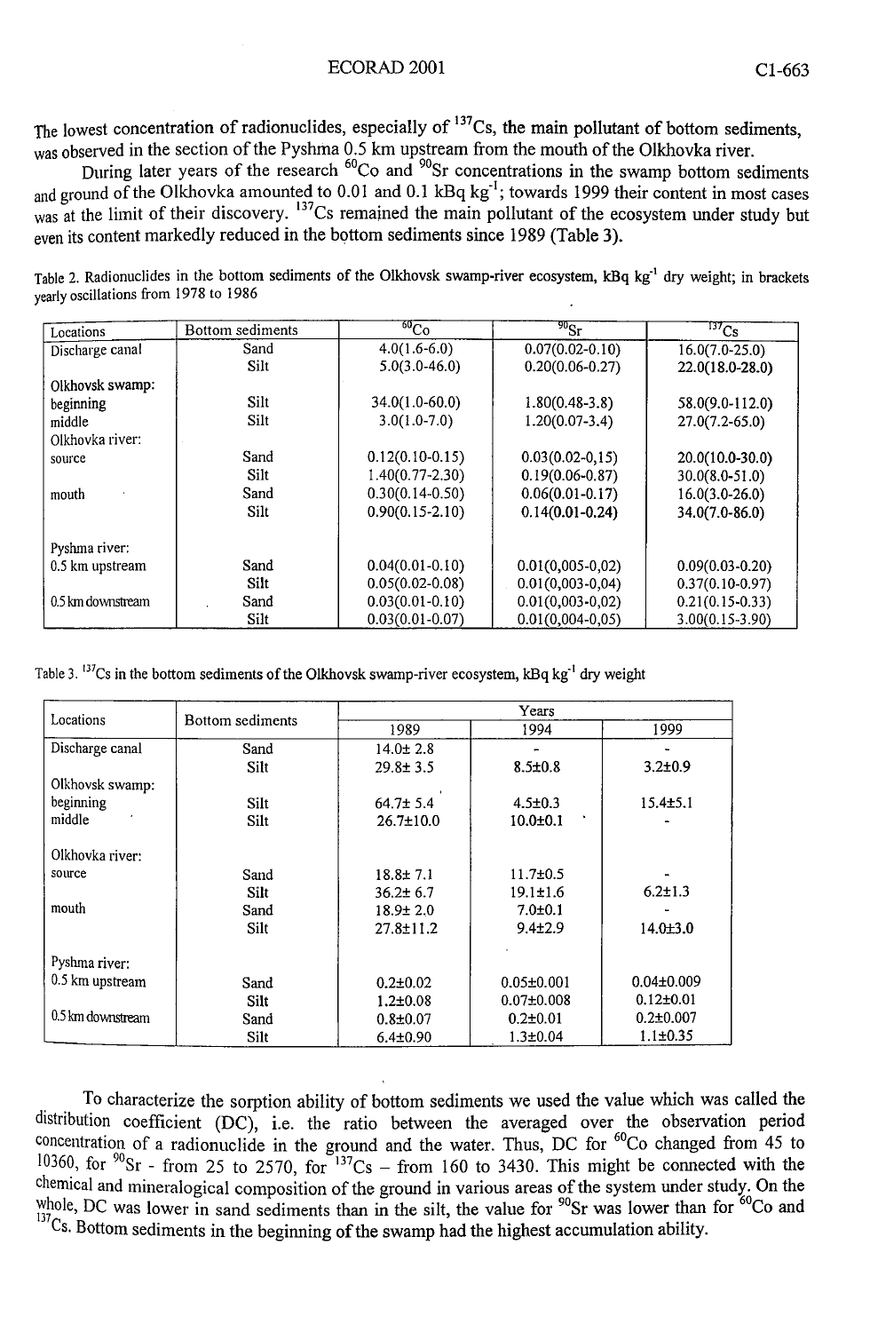The lowest concentration of radionuclides, especially of $^{137}Cs$, the main pollutant of bottom sediments, was observed in the section of the Pyshma 0.5 km upstream from the mouth of the Olkhovka river.

During later years of the research $^{60}Co$ and $^{90}Sr$ concentrations in the swamp bottom sediments and ground of the Olkhovka amounted to 0.01 and 0.1 kBq $kg^{-1}$; towards 1999 their content in most cases was at the limit of their discovery. $^{137}Cs$ remained the main pollutant of the ecosystem under study but even its content markedly reduced in the bottom sediments since 1989 (Table 3).

Table 2. Radionuclides in the bottom sediments of the Olkhovsk swamp-river ecosystem, kBq $kg^{-1}$ dry weight; in brackets yearly oscillations from 1978 to 1986

| Locations | Bottom sediments | $^{60}Co$ | $^{90}Sr$ | $^{137}Cs$ |
|---|---|---|---|---|
| Discharge canal | Sand | 4.0(1.6-6.0) | 0.07(0.02-0.10) | 16.0(7.0-25.0) |
| | Silt | 5.0(3.0-46.0) | 0.20(0.06-0.27) | 22.0(18.0-28.0) |
| Olkhovsk swamp: | | | | |
| beginning | Silt | 34.0(1.0-60.0) | 1.80(0.48-3.8) | 58.0(9.0-112.0) |
| middle | Silt | 3.0(1.0-7.0) | 1.20(0.07-3.4) | 27.0(7.2-65.0) |
| Olkhovka river: | | | | |
| source | Sand | 0.12(0.10-0.15) | 0.03(0.02-0,15) | 20.0(10.0-30.0) |
| | Silt | 1.40(0.77-2.30) | 0.19(0.06-0.87) | 30.0(8.0-51.0) |
| mouth | Sand | 0.30(0.14-0.50) | 0.06(0.01-0.17) | 16.0(3.0-26.0) |
| | Silt | 0.90(0.15-2.10) | 0.14(0.01-0.24) | 34.0(7.0-86.0) |
| Pyshma river: | | | | |
| 0.5 km upstream | Sand | 0.04(0.01-0.10) | 0.01(0,005-0,02) | 0.09(0.03-0.20) |
| | Silt | 0.05(0.02-0.08) | 0.01(0,003-0,04) | 0.37(0.10-0.97) |
| 0.5 km downstream | Sand | 0.03(0.01-0.10) | 0.01(0,003-0,02) | 0.21(0.15-0.33) |
| | Silt | 0.03(0.01-0.07) | 0.01(0,004-0,05) | 3.00(0.15-3.90) |

Table 3. $^{137}Cs$ in the bottom sediments of the Olkhovsk swamp-river ecosystem, kBq $kg^{-1}$ dry weight

| Locations | Bottom sediments | Years | | |
|---|---|---|---|---|
| | | 1989 | 1994 | 1999 |
| Discharge canal | Sand | 14.0± 2.8 | - | - |
| | Silt | 29.8± 3.5 | 8.5±0.8 | 3.2±0.9 |
| Olkhovsk swamp: | | | | |
| beginning | Silt | 64.7± 5.4 | 4.5±0.3 | 15.4±5.1 |
| middle | Silt | 26.7±10.0 | 10.0±0.1 | - |
| Olkhovka river: | | | | |
| source | Sand | 18.8± 7.1 | 11.7±0.5 | - |
| | Silt | 36.2± 6.7 | 19.1±1.6 | 6.2±1.3 |
| mouth | Sand | 18.9± 2.0 | 7.0±0.1 | - |
| | Silt | 27.8±11.2 | 9.4±2.9 | 14.0±3.0 |
| Pyshma river: | | | | |
| 0.5 km upstream | Sand | 0.2±0.02 | 0.05±0.001 | 0.04±0.009 |
| | Silt | 1.2±0.08 | 0.07±0.008 | 0.12±0.01 |
| 0.5 km downstream | Sand | 0.8±0.07 | 0.2±0.01 | 0.2±0.007 |
| | Silt | 6.4±0.90 | 1.3±0.04 | 1.1±0.35 |

To characterize the sorption ability of bottom sediments we used the value which was called the distribution coefficient (DC), i.e. the ratio between the averaged over the observation period concentration of a radionuclide in the ground and the water. Thus, DC for $^{60}Co$ changed from 45 to 10360, for $^{90}Sr$ - from 25 to 2570, for $^{137}Cs$ – from 160 to 3430. This might be connected with the chemical and mineralogical composition of the ground in various areas of the system under study. On the whole, DC was lower in sand sediments than in the silt, the value for $^{90}Sr$ was lower than for $^{60}Co$ and $^{137}Cs$. Bottom sediments in the beginning of the swamp had the highest accumulation ability.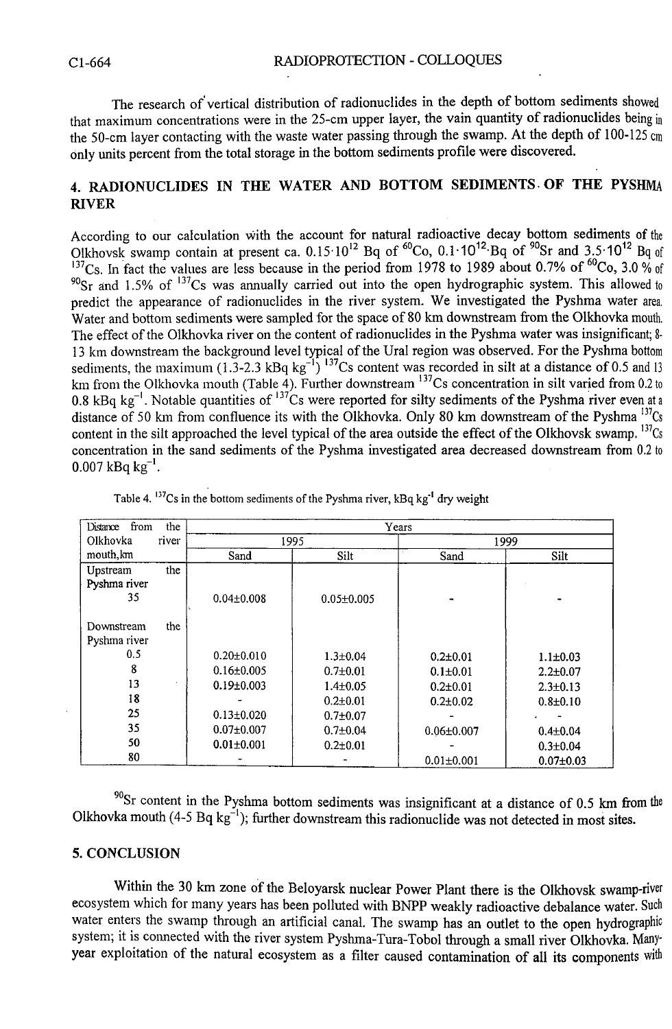The research of vertical distribution of radionuclides in the depth of bottom sediments showed that maximum concentrations were in the 25-cm upper layer, the vain quantity of radionuclides being in the 50-cm layer contacting with the waste water passing through the swamp. At the depth of 100-125 cm only units percent from the total storage in the bottom sediments profile were discovered.

## 4. RADIONUCLIDES IN THE WATER AND BOTTOM SEDIMENTS OF THE PYSHMA RIVER

According to our calculation with the account for natural radioactive decay bottom sediments of the Olkhovsk swamp contain at present ca. $0.15 \cdot 10^{12}$ Bq of $^{60}$Co, $0.1 \cdot 10^{12}$ Bq of $^{90}$Sr and $3.5 \cdot 10^{12}$ Bq of $^{137}$Cs. In fact the values are less because in the period from 1978 to 1989 about 0.7% of $^{60}$Co, 3.0 % of $^{90}$Sr and 1.5% of $^{137}$Cs was annually carried out into the open hydrographic system. This allowed to predict the appearance of radionuclides in the river system. We investigated the Pyshma water area. Water and bottom sediments were sampled for the space of 80 km downstream from the Olkhovka mouth. The effect of the Olkhovka river on the content of radionuclides in the Pyshma water was insignificant; 8-13 km downstream the background level typical of the Ural region was observed. For the Pyshma bottom sediments, the maximum (1.3-2.3 kBq kg$^{-1}$) $^{137}$Cs content was recorded in silt at a distance of 0.5 and 13 km from the Olkhovka mouth (Table 4). Further downstream $^{137}$Cs concentration in silt varied from 0.2 to 0.8 kBq kg$^{-1}$. Notable quantities of $^{137}$Cs were reported for silty sediments of the Pyshma river even at a distance of 50 km from confluence its with the Olkhovka. Only 80 km downstream of the Pyshma $^{137}$Cs content in the silt approached the level typical of the area outside the effect of the Olkhovsk swamp. $^{137}$Cs concentration in the sand sediments of the Pyshma investigated area decreased downstream from 0.2 to 0.007 kBq kg$^{-1}$.

Table 4. $^{137}$Cs in the bottom sediments of the Pyshma river, kBq kg$^{-1}$ dry weight

| Distance from the Olkhovka river mouth, km | Years | | | |
|---|---|---|---|---|
| | 1995 | | 1999 | |
| | Sand | Silt | Sand | Silt |
| Upstream the Pyshma river | | | | |
| 35 | 0.04±0.008 | 0.05±0.005 | - | - |
| Downstream the Pyshma river | | | | |
| 0.5 | 0.20±0.010 | 1.3±0.04 | 0.2±0.01 | 1.1±0.03 |
| 8 | 0.16±0.005 | 0.7±0.01 | 0.1±0.01 | 2.2±0.07 |
| 13 | 0.19±0.003 | 1.4±0.05 | 0.2±0.01 | 2.3±0.13 |
| 18 | - | 0.2±0.01 | 0.2±0.02 | 0.8±0.10 |
| 25 | 0.13±0.020 | 0.7±0.07 | - | - |
| 35 | 0.07±0.007 | 0.7±0.04 | 0.06±0.007 | 0.4±0.04 |
| 50 | 0.01±0.001 | 0.2±0.01 | - | 0.3±0.04 |
| 80 | - | - | 0.01±0.001 | 0.07±0.03 |

$^{90}$Sr content in the Pyshma bottom sediments was insignificant at a distance of 0.5 km from the Olkhovka mouth (4-5 Bq kg$^{-1}$); further downstream this radionuclide was not detected in most sites.

## 5. CONCLUSION

Within the 30 km zone of the Beloyarsk nuclear Power Plant there is the Olkhovsk swamp-river ecosystem which for many years has been polluted with BNPP weakly radioactive debalance water. Such water enters the swamp through an artificial canal. The swamp has an outlet to the open hydrographic system; it is connected with the river system Pyshma-Tura-Tobol through a small river Olkhovka. Many-year exploitation of the natural ecosystem as a filter caused contamination of all its components with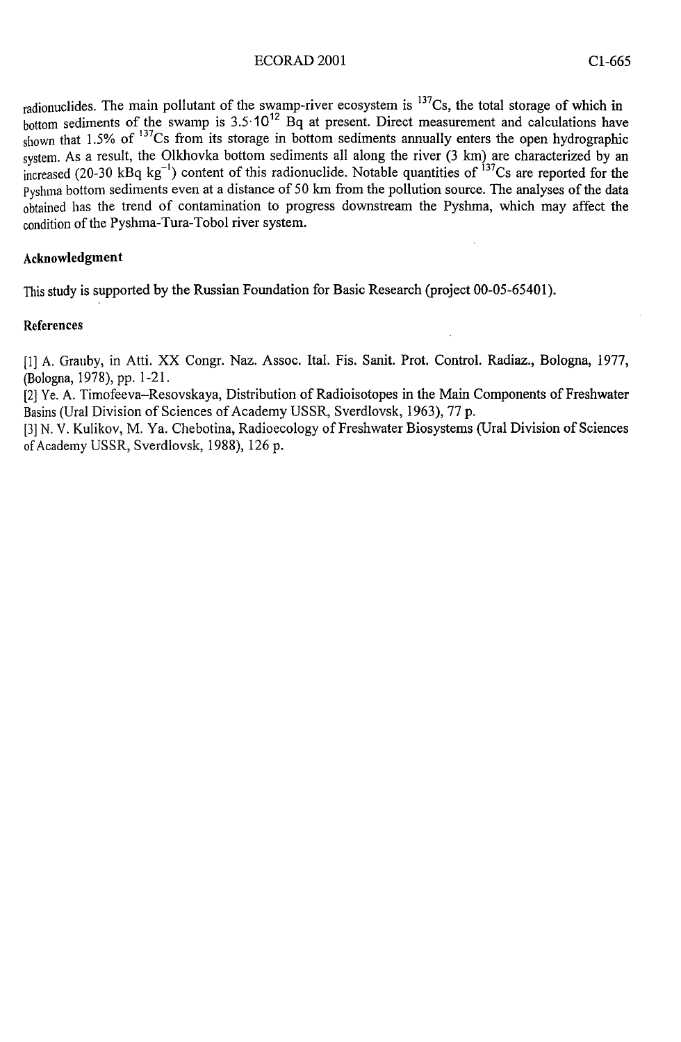radionuclides. The main pollutant of the swamp-river ecosystem is $^{137}Cs$, the total storage of which in bottom sediments of the swamp is $3.5 \cdot 10^{12}$ Bq at present. Direct measurement and calculations have shown that 1.5% of $^{137}Cs$ from its storage in bottom sediments annually enters the open hydrographic system. As a result, the Olkhovka bottom sediments all along the river (3 km) are characterized by an increased (20-30 kBq $kg^{-1}$) content of this radionuclide. Notable quantities of $^{137}Cs$ are reported for the Pyshma bottom sediments even at a distance of 50 km from the pollution source. The analyses of the data obtained has the trend of contamination to progress downstream the Pyshma, which may affect the condition of the Pyshma-Tura-Tobol river system.

## Acknowledgment

This study is supported by the Russian Foundation for Basic Research (project 00-05-65401).

## References

[1] A. Grauby, in Atti. XX Congr. Naz. Assoc. Ital. Fis. Sanit. Prot. Control. Radiaz., Bologna, 1977, (Bologna, 1978), pp. 1-21.

[2] Ye. A. Timofeeva–Resovskaya, Distribution of Radioisotopes in the Main Components of Freshwater Basins (Ural Division of Sciences of Academy USSR, Sverdlovsk, 1963), 77 p.

[3] N. V. Kulikov, M. Ya. Chebotina, Radioecology of Freshwater Biosystems (Ural Division of Sciences of Academy USSR, Sverdlovsk, 1988), 126 p.